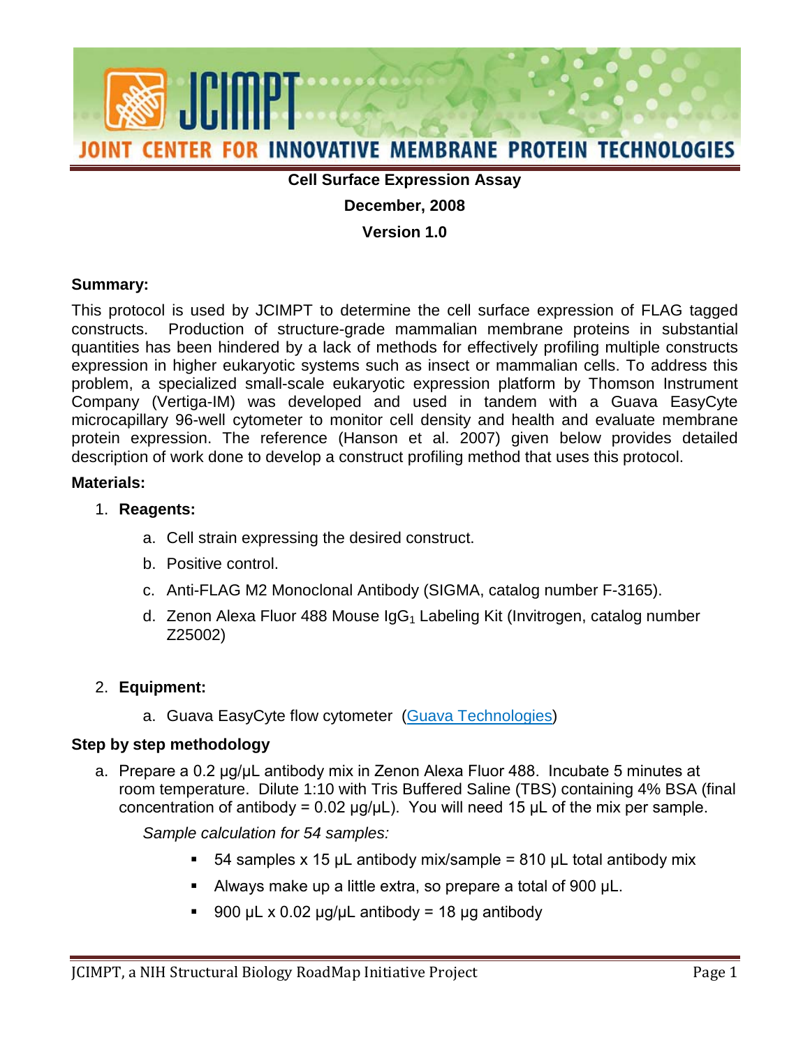# JCIMPT

## JOINT CENTER FOR INNOVATIVE MEMBRANE PROTEIN TECHNOLOGIES

**Cell Surface Expression Assay**

**December, 2008**

**Version 1.0**

### Summary:

This protocol is used by JCIMPT to determine the cell surface expression of FLAG tagged constructs. Production of structure-grade mammalian membrane proteins in substantial quantities has been hindered by a lack of methods for effectively profiling multiple constructs expression in higher eukaryotic systems such as insect or mammalian cells. To address this problem, a specialized small-scale eukaryotic expression platform by Thomson Instrument Company (Vertiga-IM) was developed and used in tandem with a Guava EasyCyte microcapillary 96-well cytometer to monitor cell density and health and evaluate membrane protein expression. The reference (Hanson et al. 2007) given below provides detailed description of work done to develop a construct profiling method that uses this protocol.

### Materials:

1. **Reagents:**
   a. Cell strain expressing the desired construct.
   b. Positive control.
   c. Anti-FLAG M2 Monoclonal Antibody (SIGMA, catalog number F-3165).
   d. Zenon Alexa Fluor 488 Mouse $IgG_1$ Labeling Kit (Invitrogen, catalog number Z25002)

2. **Equipment:**
   a. Guava EasyCyte flow cytometer (Guava Technologies)

### Step by step methodology

a. Prepare a 0.2 μg/μL antibody mix in Zenon Alexa Fluor 488. Incubate 5 minutes at room temperature. Dilute 1:10 with Tris Buffered Saline (TBS) containing 4% BSA (final concentration of antibody = 0.02 μg/μL). You will need 15 μL of the mix per sample.

   *Sample calculation for 54 samples:*

   - 54 samples x 15 μL antibody mix/sample = 810 μL total antibody mix
   - Always make up a little extra, so prepare a total of 900 μL.
   - 900 μL x 0.02 μg/μL antibody = 18 μg antibody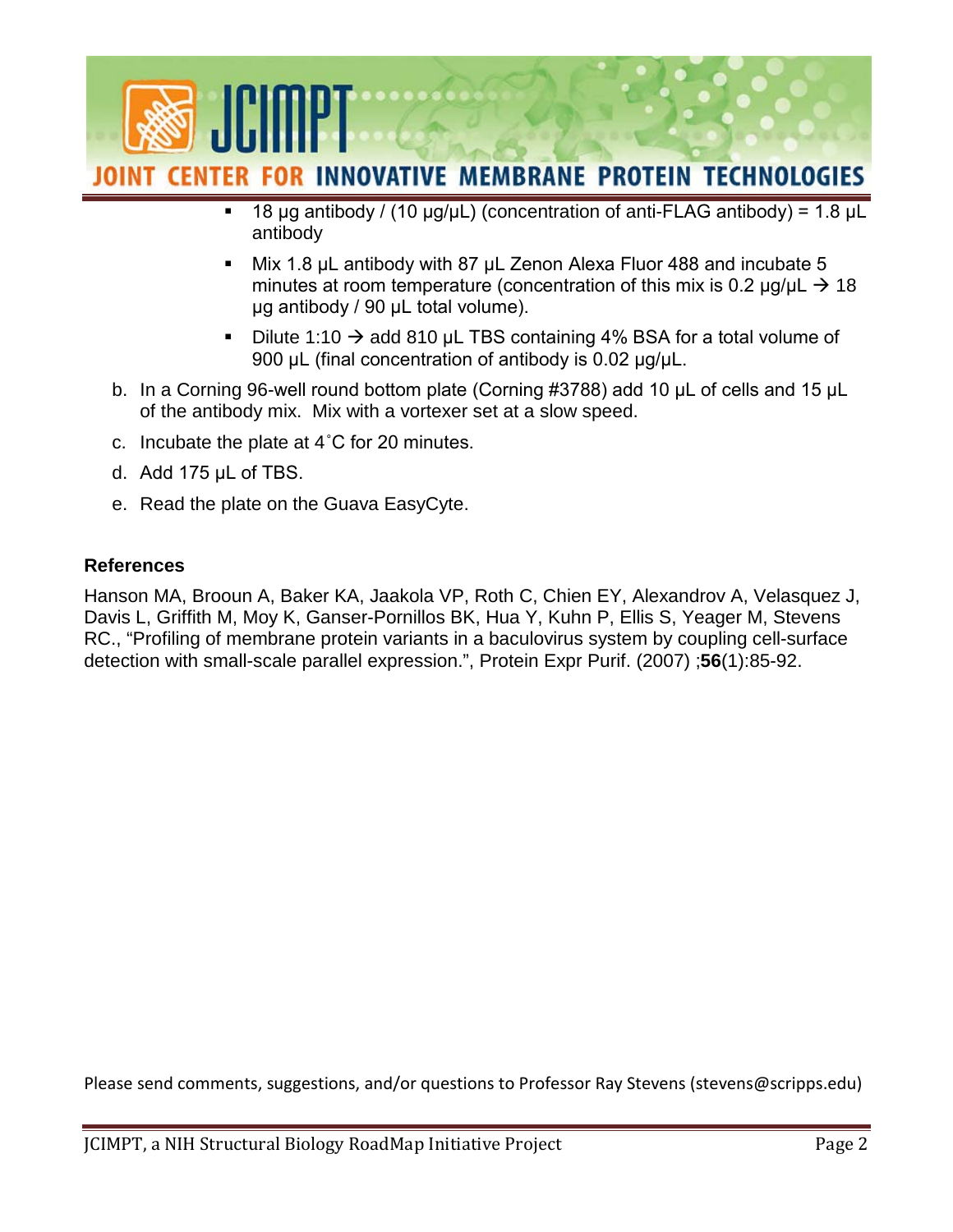- 18 μg antibody / (10 μg/μL) (concentration of anti-FLAG antibody) = 1.8 μL antibody
- Mix 1.8 μL antibody with 87 μL Zenon Alexa Fluor 488 and incubate 5 minutes at room temperature (concentration of this mix is 0.2 μg/μL → 18 μg antibody / 90 μL total volume).
- Dilute 1:10 → add 810 μL TBS containing 4% BSA for a total volume of 900 μL (final concentration of antibody is 0.02 μg/μL.

b. In a Corning 96-well round bottom plate (Corning #3788) add 10 μL of cells and 15 μL of the antibody mix. Mix with a vortexer set at a slow speed.

c. Incubate the plate at 4˚C for 20 minutes.

d. Add 175 μL of TBS.

e. Read the plate on the Guava EasyCyte.

### References

Hanson MA, Brooun A, Baker KA, Jaakola VP, Roth C, Chien EY, Alexandrov A, Velasquez J, Davis L, Griffith M, Moy K, Ganser-Pornillos BK, Hua Y, Kuhn P, Ellis S, Yeager M, Stevens RC., "Profiling of membrane protein variants in a baculovirus system by coupling cell-surface detection with small-scale parallel expression.", Protein Expr Purif. (2007) ;**56**(1):85-92.

Please send comments, suggestions, and/or questions to Professor Ray Stevens (stevens@scripps.edu)